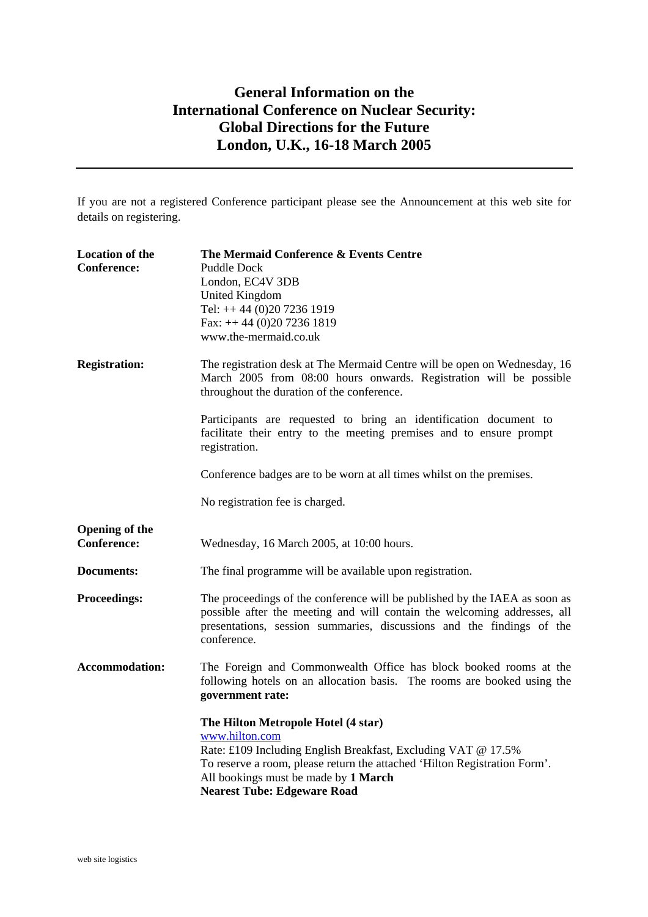# General Information on the International Conference on Nuclear Security: Global Directions for the Future
# London, U.K., 16-18 March 2005

---

If you are not a registered Conference participant please see the Announcement at this web site for details on registering.

**Location of the Conference:**

**The Mermaid Conference & Events Centre**
Puddle Dock
London, EC4V 3DB
United Kingdom
Tel: ++ 44 (0)20 7236 1919
Fax: ++ 44 (0)20 7236 1819
www.the-mermaid.co.uk

**Registration:**

The registration desk at The Mermaid Centre will be open on Wednesday, 16 March 2005 from 08:00 hours onwards. Registration will be possible throughout the duration of the conference.

Participants are requested to bring an identification document to facilitate their entry to the meeting premises and to ensure prompt registration.

Conference badges are to be worn at all times whilst on the premises.

No registration fee is charged.

**Opening of the Conference:**

Wednesday, 16 March 2005, at 10:00 hours.

**Documents:**

The final programme will be available upon registration.

**Proceedings:**

The proceedings of the conference will be published by the IAEA as soon as possible after the meeting and will contain the welcoming addresses, all presentations, session summaries, discussions and the findings of the conference.

**Accommodation:**

The Foreign and Commonwealth Office has block booked rooms at the following hotels on an allocation basis. The rooms are booked using the **government rate:**

**The Hilton Metropole Hotel (4 star)**
www.hilton.com
Rate: £109 Including English Breakfast, Excluding VAT @ 17.5%
To reserve a room, please return the attached 'Hilton Registration Form'.
All bookings must be made by **1 March**
**Nearest Tube: Edgeware Road**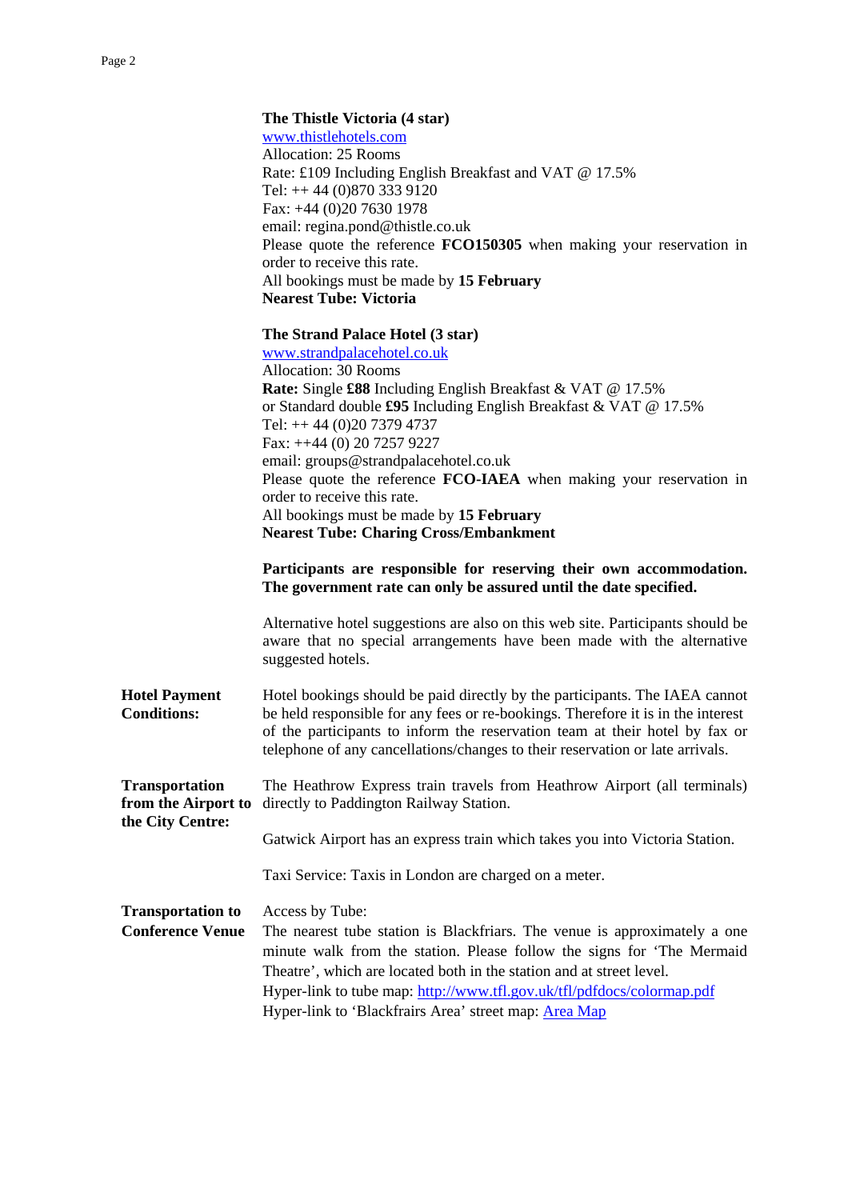**The Thistle Victoria (4 star)**
www.thistlehotels.com
Allocation: 25 Rooms
Rate: £109 Including English Breakfast and VAT @ 17.5%
Tel: ++ 44 (0)870 333 9120
Fax: +44 (0)20 7630 1978
email: regina.pond@thistle.co.uk
Please quote the reference **FCO150305** when making your reservation in order to receive this rate.
All bookings must be made by **15 February**
**Nearest Tube: Victoria**

**The Strand Palace Hotel (3 star)**
www.strandpalacehotel.co.uk
Allocation: 30 Rooms
**Rate:** Single **£88** Including English Breakfast & VAT @ 17.5%
or Standard double **£95** Including English Breakfast & VAT @ 17.5%
Tel: ++ 44 (0)20 7379 4737
Fax: ++44 (0) 20 7257 9227
email: groups@strandpalacehotel.co.uk
Please quote the reference **FCO-IAEA** when making your reservation in order to receive this rate.
All bookings must be made by **15 February**
**Nearest Tube: Charing Cross/Embankment**

**Participants are responsible for reserving their own accommodation. The government rate can only be assured until the date specified.**

Alternative hotel suggestions are also on this web site. Participants should be aware that no special arrangements have been made with the alternative suggested hotels.

**Hotel Payment Conditions:**

Hotel bookings should be paid directly by the participants. The IAEA cannot be held responsible for any fees or re-bookings. Therefore it is in the interest of the participants to inform the reservation team at their hotel by fax or telephone of any cancellations/changes to their reservation or late arrivals.

**Transportation from the Airport to the City Centre:**

The Heathrow Express train travels from Heathrow Airport (all terminals) directly to Paddington Railway Station.

Gatwick Airport has an express train which takes you into Victoria Station.

Taxi Service: Taxis in London are charged on a meter.

**Transportation to Conference Venue**

Access by Tube:
The nearest tube station is Blackfriars. The venue is approximately a one minute walk from the station. Please follow the signs for 'The Mermaid Theatre', which are located both in the station and at street level.
Hyper-link to tube map: http://www.tfl.gov.uk/tfl/pdfdocs/colormap.pdf
Hyper-link to 'Blackfrairs Area' street map: Area Map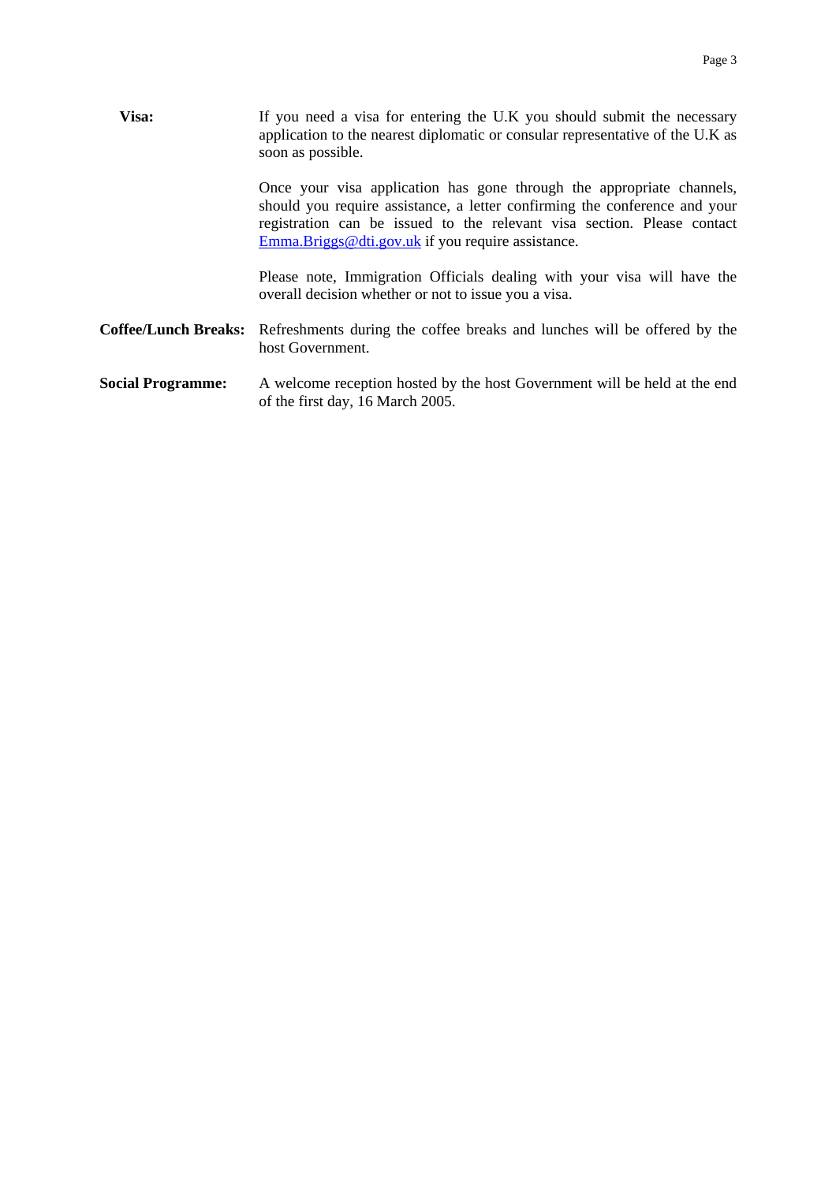**Visa:** If you need a visa for entering the U.K you should submit the necessary application to the nearest diplomatic or consular representative of the U.K as soon as possible.

Once your visa application has gone through the appropriate channels, should you require assistance, a letter confirming the conference and your registration can be issued to the relevant visa section. Please contact Emma.Briggs@dti.gov.uk if you require assistance.

Please note, Immigration Officials dealing with your visa will have the overall decision whether or not to issue you a visa.

**Coffee/Lunch Breaks:** Refreshments during the coffee breaks and lunches will be offered by the host Government.

**Social Programme:** A welcome reception hosted by the host Government will be held at the end of the first day, 16 March 2005.